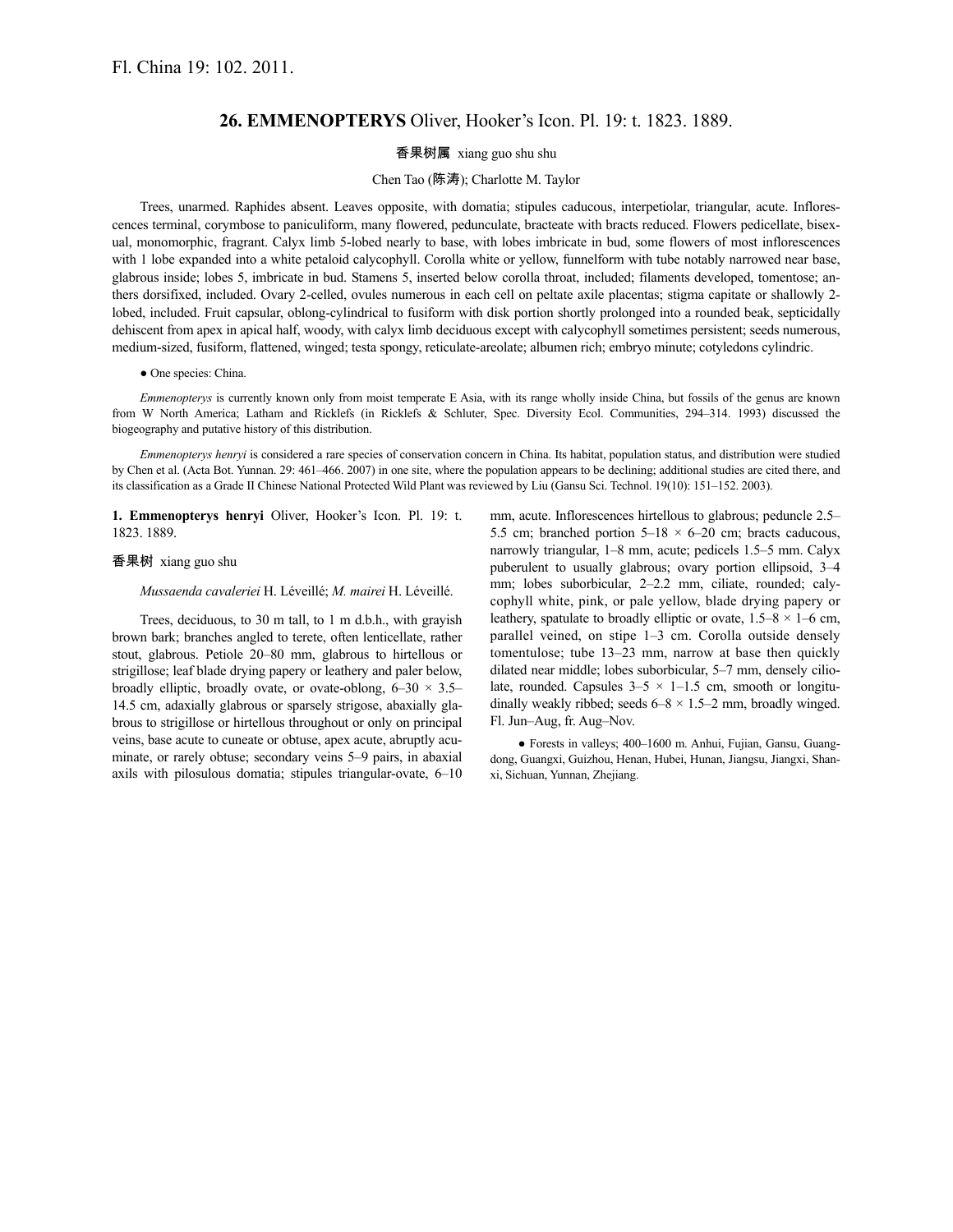Fl. China 19: 102. 2011.

# 26. EMMENOPTERYS Oliver, Hooker's Icon. Pl. 19: t. 1823. 1889.

香果树属 xiang guo shu shu

Chen Tao (陈涛); Charlotte M. Taylor

Trees, unarmed. Raphides absent. Leaves opposite, with domatia; stipules caducous, interpetiolar, triangular, acute. Inflorescences terminal, corymbose to paniculiform, many flowered, pedunculate, bracteate with bracts reduced. Flowers pedicellate, bisexual, monomorphic, fragrant. Calyx limb 5-lobed nearly to base, with lobes imbricate in bud, some flowers of most inflorescences with 1 lobe expanded into a white petaloid calycophyll. Corolla white or yellow, funnelform with tube notably narrowed near base, glabrous inside; lobes 5, imbricate in bud. Stamens 5, inserted below corolla throat, included; filaments developed, tomentose; anthers dorsifixed, included. Ovary 2-celled, ovules numerous in each cell on peltate axile placentas; stigma capitate or shallowly 2-lobed, included. Fruit capsular, oblong-cylindrical to fusiform with disk portion shortly prolonged into a rounded beak, septicidally dehiscent from apex in apical half, woody, with calyx limb deciduous except with calycophyll sometimes persistent; seeds numerous, medium-sized, fusiform, flattened, winged; testa spongy, reticulate-areolate; albumen rich; embryo minute; cotyledons cylindric.

● One species: China.

*Emmenopterys* is currently known only from moist temperate E Asia, with its range wholly inside China, but fossils of the genus are known from W North America; Latham and Ricklefs (in Ricklefs & Schluter, Spec. Diversity Ecol. Communities, 294–314. 1993) discussed the biogeography and putative history of this distribution.

*Emmenopterys henryi* is considered a rare species of conservation concern in China. Its habitat, population status, and distribution were studied by Chen et al. (Acta Bot. Yunnan. 29: 461–466. 2007) in one site, where the population appears to be declining; additional studies are cited there, and its classification as a Grade II Chinese National Protected Wild Plant was reviewed by Liu (Gansu Sci. Technol. 19(10): 151–152. 2003).

**1. Emmenopterys henryi** Oliver, Hooker's Icon. Pl. 19: t. 1823. 1889.

香果树 xiang guo shu

*Mussaenda cavaleriei* H. Léveillé; *M. mairei* H. Léveillé.

Trees, deciduous, to 30 m tall, to 1 m d.b.h., with grayish brown bark; branches angled to terete, often lenticellate, rather stout, glabrous. Petiole 20–80 mm, glabrous to hirtellous or strigillose; leaf blade drying papery or leathery and paler below, broadly elliptic, broadly ovate, or ovate-oblong, 6–30 × 3.5–14.5 cm, adaxially glabrous or sparsely strigose, abaxially glabrous to strigillose or hirtellous throughout or only on principal veins, base acute to cuneate or obtuse, apex acute, abruptly acuminate, or rarely obtuse; secondary veins 5–9 pairs, in abaxial axils with pilosulous domatia; stipules triangular-ovate, 6–10 mm, acute. Inflorescences hirtellous to glabrous; peduncle 2.5–5.5 cm; branched portion 5–18 × 6–20 cm; bracts caducous, narrowly triangular, 1–8 mm, acute; pedicels 1.5–5 mm. Calyx puberulent to usually glabrous; ovary portion ellipsoid, 3–4 mm; lobes suborbicular, 2–2.2 mm, ciliate, rounded; calycophyll white, pink, or pale yellow, blade drying papery or leathery, spatulate to broadly elliptic or ovate, 1.5–8 × 1–6 cm, parallel veined, on stipe 1–3 cm. Corolla outside densely tomentulose; tube 13–23 mm, narrow at base then quickly dilated near middle; lobes suborbicular, 5–7 mm, densely ciliolate, rounded. Capsules 3–5 × 1–1.5 cm, smooth or longitudinally weakly ribbed; seeds 6–8 × 1.5–2 mm, broadly winged. Fl. Jun–Aug, fr. Aug–Nov.

● Forests in valleys; 400–1600 m. Anhui, Fujian, Gansu, Guangdong, Guangxi, Guizhou, Henan, Hubei, Hunan, Jiangsu, Jiangxi, Shanxi, Sichuan, Yunnan, Zhejiang.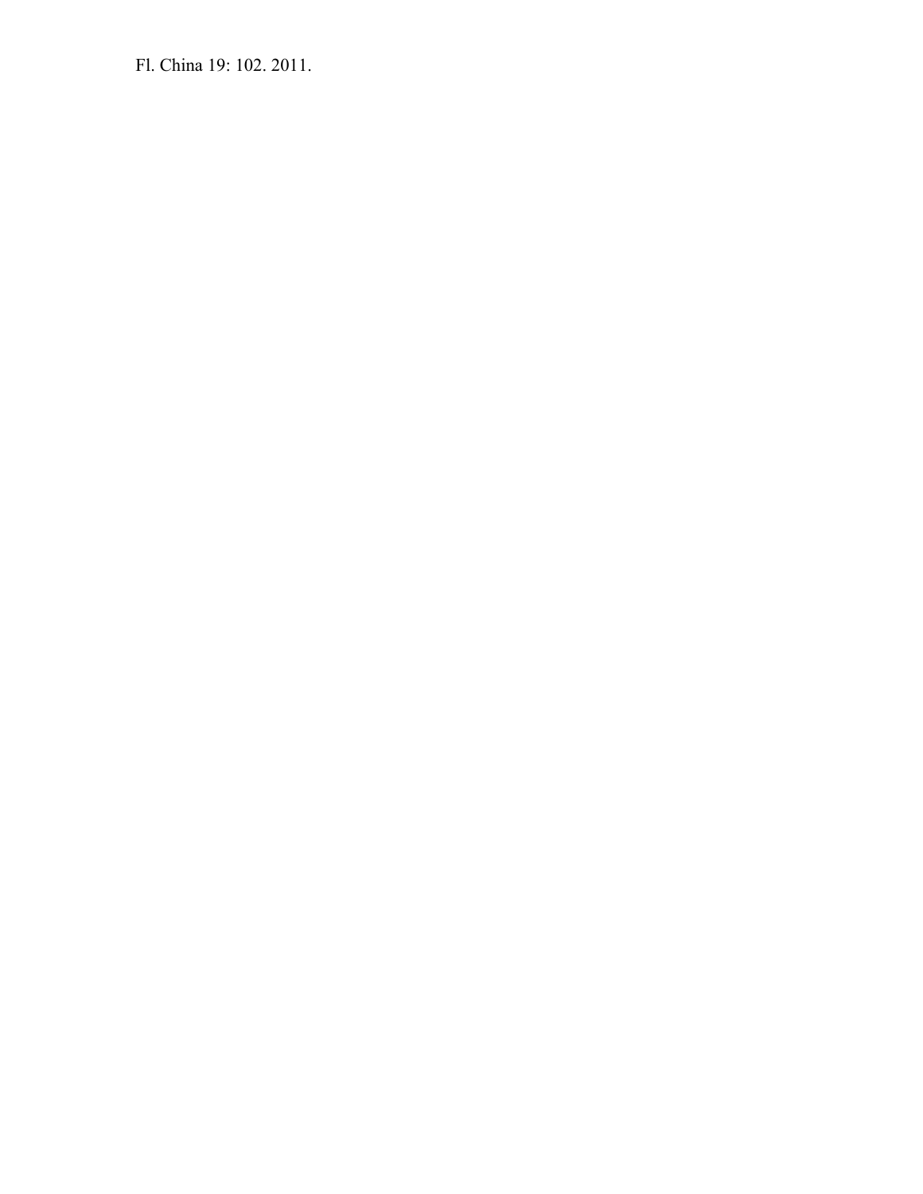Fl. China 19: 102. 2011.